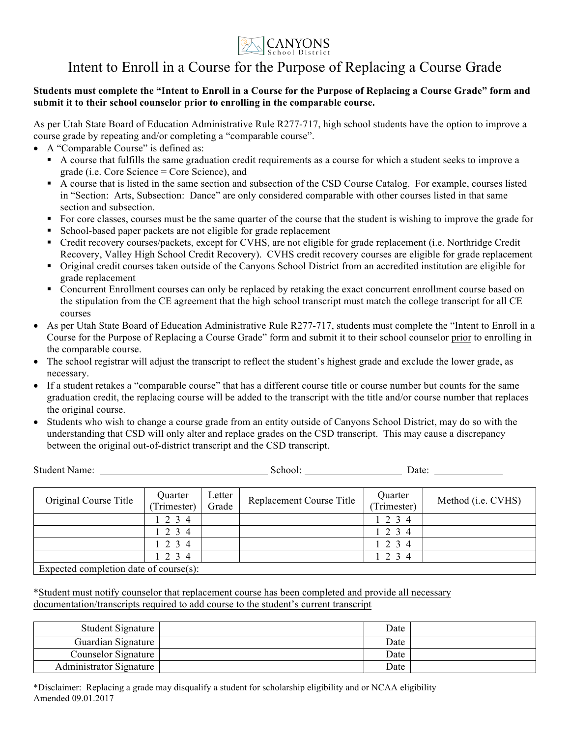CANYONS School District

# Intent to Enroll in a Course for the Purpose of Replacing a Course Grade

**Students must complete the "Intent to Enroll in a Course for the Purpose of Replacing a Course Grade" form and submit it to their school counselor prior to enrolling in the comparable course.**

As per Utah State Board of Education Administrative Rule R277-717, high school students have the option to improve a course grade by repeating and/or completing a "comparable course".

- A "Comparable Course" is defined as:
  - A course that fulfills the same graduation credit requirements as a course for which a student seeks to improve a grade (i.e. Core Science = Core Science), and
  - A course that is listed in the same section and subsection of the CSD Course Catalog. For example, courses listed in "Section: Arts, Subsection: Dance" are only considered comparable with other courses listed in that same section and subsection.
  - For core classes, courses must be the same quarter of the course that the student is wishing to improve the grade for
  - School-based paper packets are not eligible for grade replacement
  - Credit recovery courses/packets, except for CVHS, are not eligible for grade replacement (i.e. Northridge Credit Recovery, Valley High School Credit Recovery). CVHS credit recovery courses are eligible for grade replacement
  - Original credit courses taken outside of the Canyons School District from an accredited institution are eligible for grade replacement
  - Concurrent Enrollment courses can only be replaced by retaking the exact concurrent enrollment course based on the stipulation from the CE agreement that the high school transcript must match the college transcript for all CE courses
- As per Utah State Board of Education Administrative Rule R277-717, students must complete the "Intent to Enroll in a Course for the Purpose of Replacing a Course Grade" form and submit it to their school counselor prior to enrolling in the comparable course.
- The school registrar will adjust the transcript to reflect the student's highest grade and exclude the lower grade, as necessary.
- If a student retakes a "comparable course" that has a different course title or course number but counts for the same graduation credit, the replacing course will be added to the transcript with the title and/or course number that replaces the original course.
- Students who wish to change a course grade from an entity outside of Canyons School District, may do so with the understanding that CSD will only alter and replace grades on the CSD transcript. This may cause a discrepancy between the original out-of-district transcript and the CSD transcript.

Student Name: ______________________ School: ______________ Date: __________

| Original Course Title | Quarter (Trimester) | Letter Grade | Replacement Course Title | Quarter (Trimester) | Method (i.e. CVHS) |
|---|---|---|---|---|---|
| | 1 2 3 4 | | | 1 2 3 4 | |
| | 1 2 3 4 | | | 1 2 3 4 | |
| | 1 2 3 4 | | | 1 2 3 4 | |
| | 1 2 3 4 | | | 1 2 3 4 | |
| Expected completion date of course(s): | | | | | |

*Student must notify counselor that replacement course has been completed and provide all necessary documentation/transcripts required to add course to the student's current transcript

| | | | |
|---|---|---|---|
| Student Signature | | Date | |
| Guardian Signature | | Date | |
| Counselor Signature | | Date | |
| Administrator Signature | | Date | |

*Disclaimer: Replacing a grade may disqualify a student for scholarship eligibility and or NCAA eligibility
Amended 09.01.2017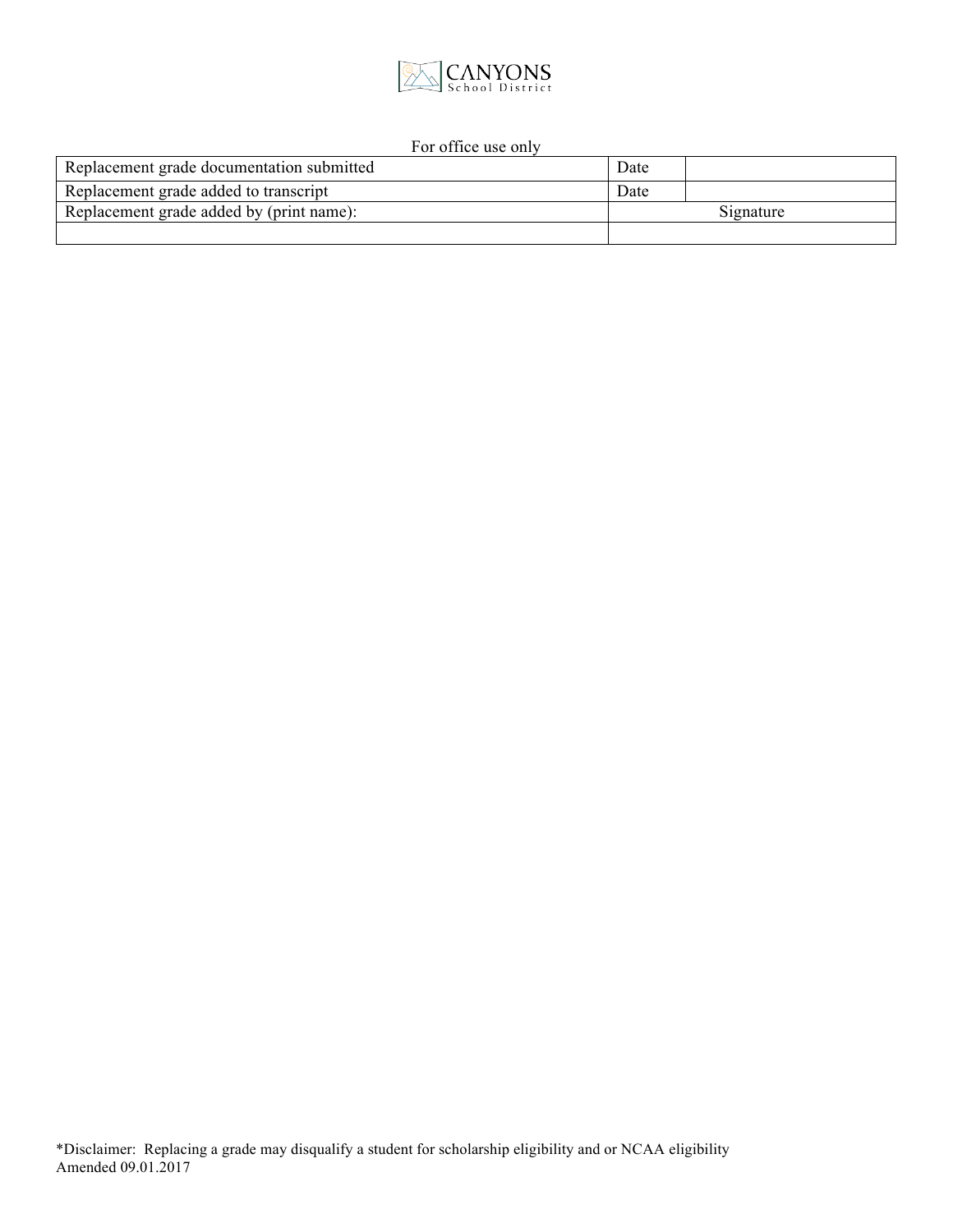CANYONS School District

For office use only

| | | |
|---|---|---|
| Replacement grade documentation submitted | Date | |
| Replacement grade added to transcript | Date | |
| Replacement grade added by (print name): | Signature | |
| | | |

*Disclaimer: Replacing a grade may disqualify a student for scholarship eligibility and or NCAA eligibility
Amended 09.01.2017